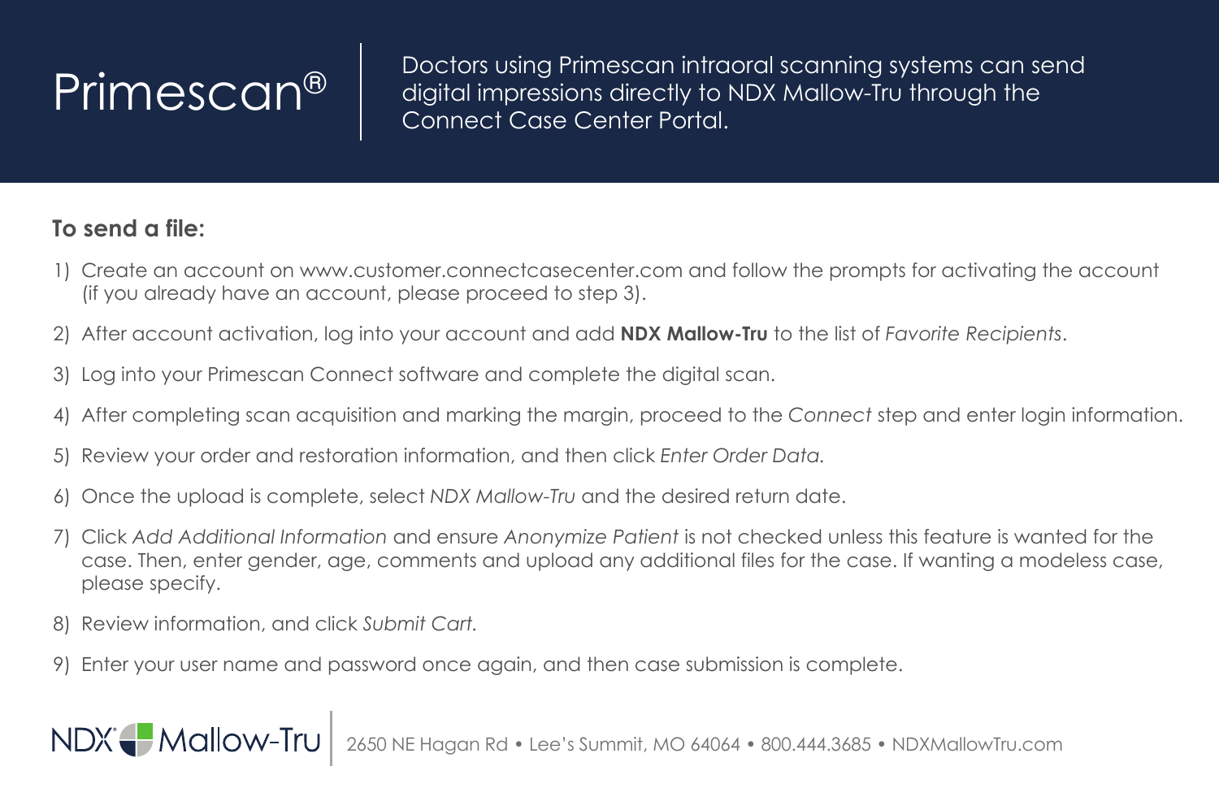# Primescan®

Doctors using Primescan intraoral scanning systems can send digital impressions directly to NDX Mallow-Tru through the Connect Case Center Portal.

**To send a file:**

1) Create an account on www.customer.connectcasecenter.com and follow the prompts for activating the account (if you already have an account, please proceed to step 3).
2) After account activation, log into your account and add **NDX Mallow-Tru** to the list of *Favorite Recipients*.
3) Log into your Primescan Connect software and complete the digital scan.
4) After completing scan acquisition and marking the margin, proceed to the *Connect* step and enter login information.
5) Review your order and restoration information, and then click *Enter Order Data*.
6) Once the upload is complete, select *NDX Mallow-Tru* and the desired return date.
7) Click *Add Additional Information* and ensure *Anonymize Patient* is not checked unless this feature is wanted for the case. Then, enter gender, age, comments and upload any additional files for the case. If wanting a modeless case, please specify.
8) Review information, and click *Submit Cart*.
9) Enter your user name and password once again, and then case submission is complete.

NDX Mallow-Tru | 2650 NE Hagan Rd • Lee's Summit, MO 64064 • 800.444.3685 • NDXMallowTru.com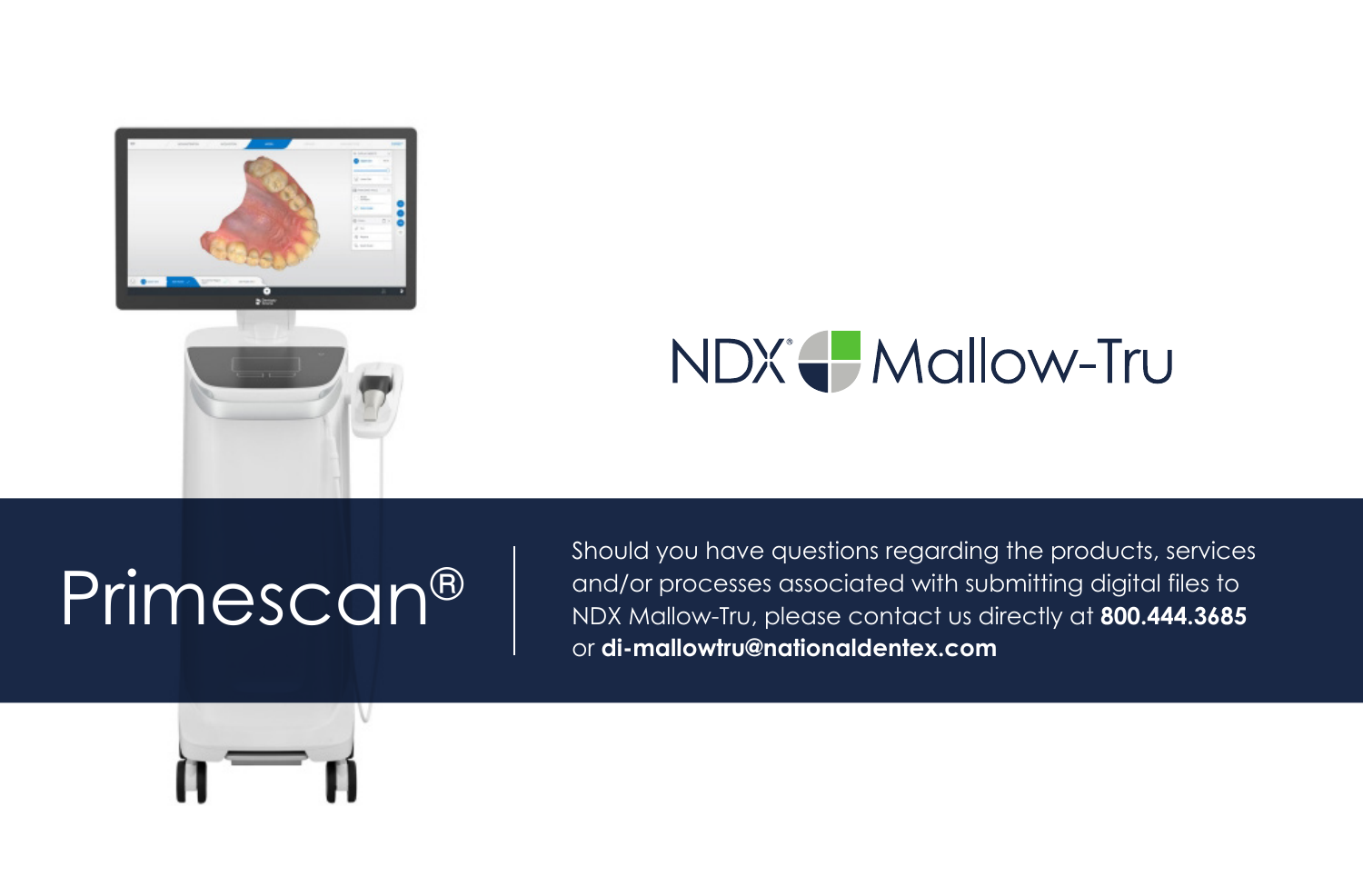NDX® Mallow-Tru

# Primescan®

Should you have questions regarding the products, services and/or processes associated with submitting digital files to NDX Mallow-Tru, please contact us directly at **800.444.3685** or **di-mallowtru@nationaldentex.com**